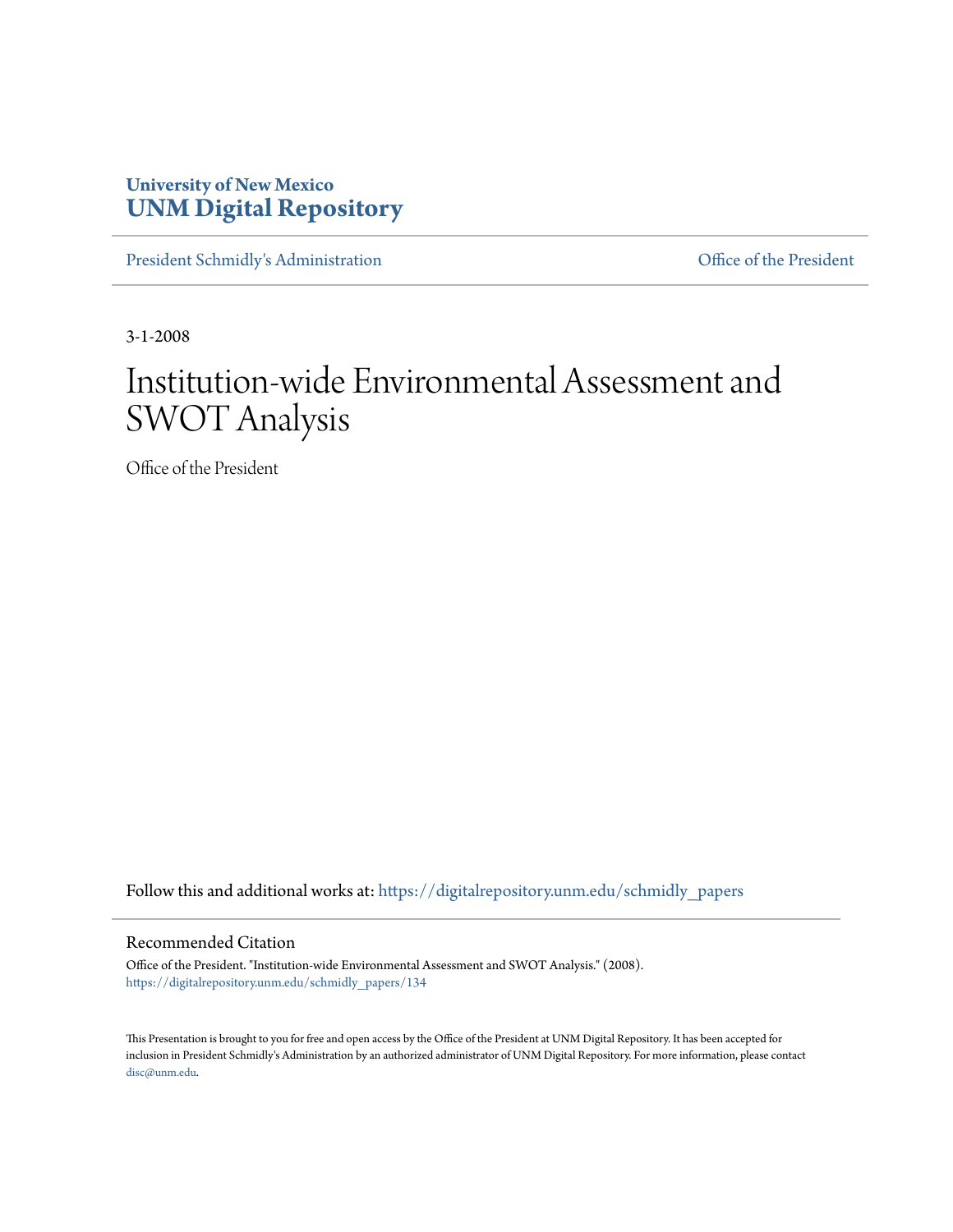**University of New Mexico**
**UNM Digital Repository**

President Schmidly's Administration | Office of the President

3-1-2008

# Institution-wide Environmental Assessment and SWOT Analysis

Office of the President

Follow this and additional works at: https://digitalrepository.unm.edu/schmidly_papers

## Recommended Citation

Office of the President. "Institution-wide Environmental Assessment and SWOT Analysis." (2008). https://digitalrepository.unm.edu/schmidly_papers/134

This Presentation is brought to you for free and open access by the Office of the President at UNM Digital Repository. It has been accepted for inclusion in President Schmidly's Administration by an authorized administrator of UNM Digital Repository. For more information, please contact disc@unm.edu.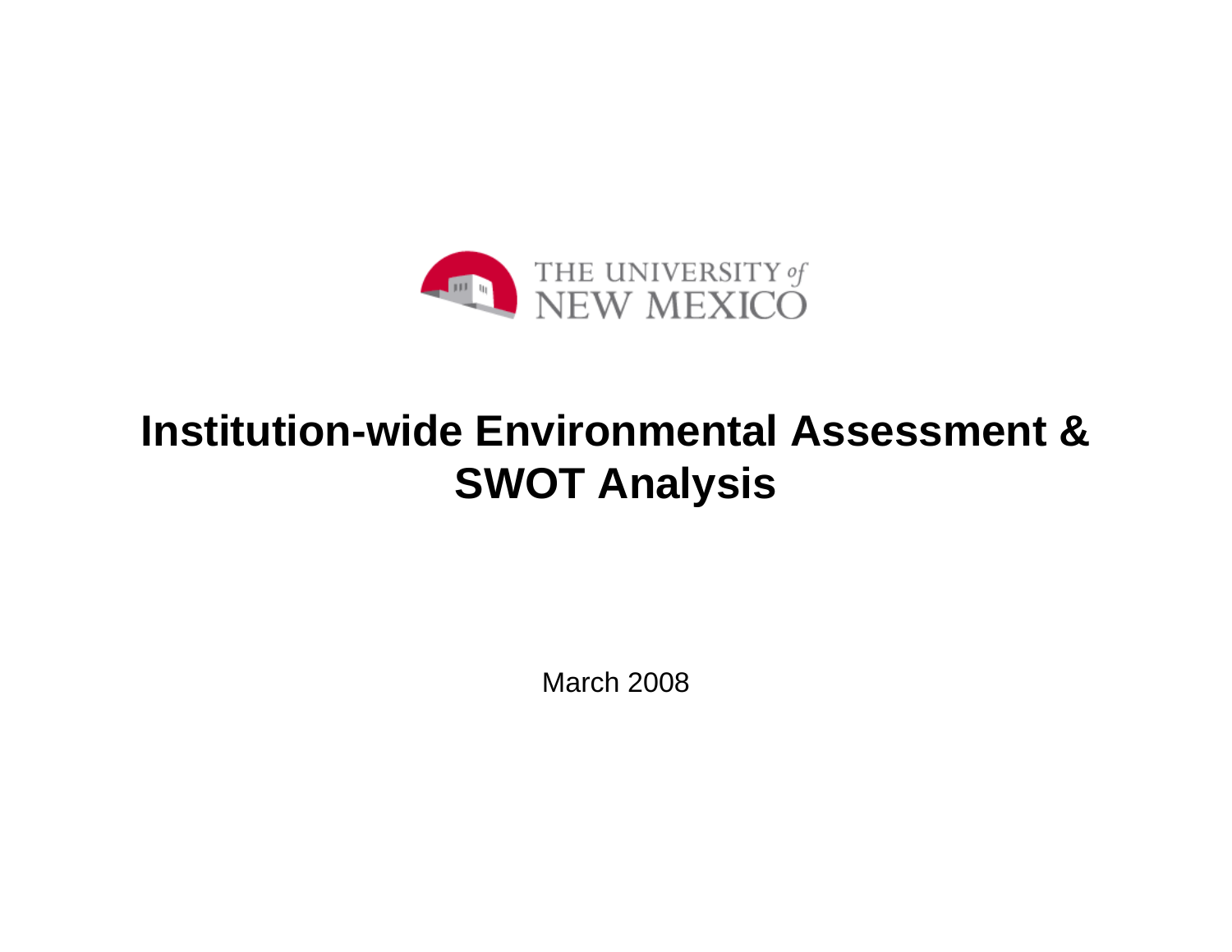THE UNIVERSITY *of* NEW MEXICO

# Institution-wide Environmental Assessment & SWOT Analysis

March 2008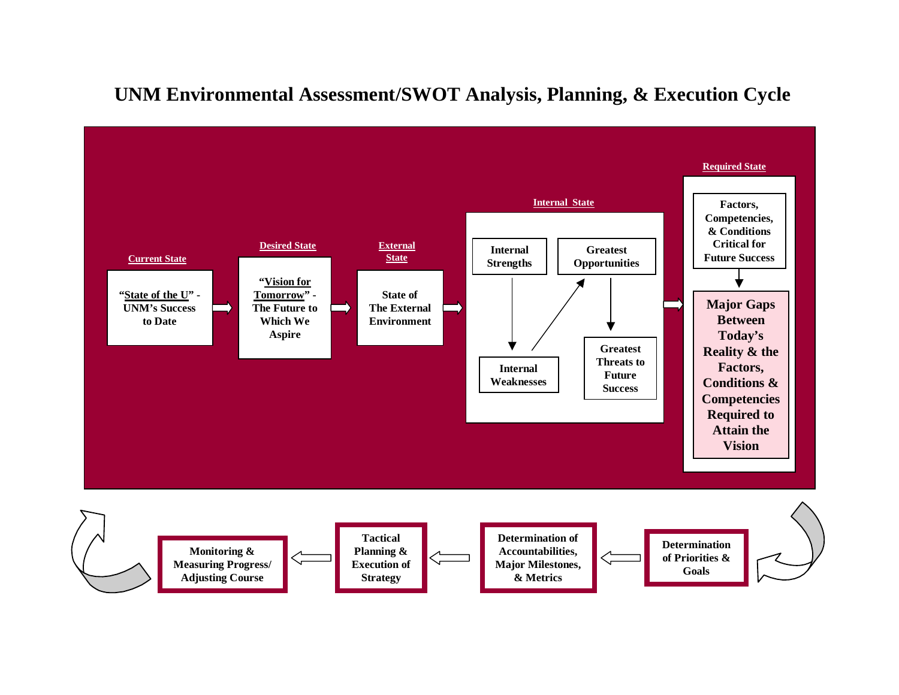# UNM Environmental Assessment/SWOT Analysis, Planning, & Execution Cycle

**Current State**

"State of the U" - UNM's Success to Date

**Desired State**

"Vision for Tomorrow" - The Future to Which We Aspire

**External State**

State of The External Environment

**Internal State**

- Internal Strengths
- Greatest Opportunities
- Internal Weaknesses
- Greatest Threats to Future Success

**Required State**

Factors, Competencies, & Conditions Critical for Future Success

**Major Gaps Between Today's Reality & the Factors, Conditions & Competencies Required to Attain the Vision**

Determination of Priorities & Goals

Determination of Accountabilities, Major Milestones, & Metrics

Tactical Planning & Execution of Strategy

Monitoring & Measuring Progress/ Adjusting Course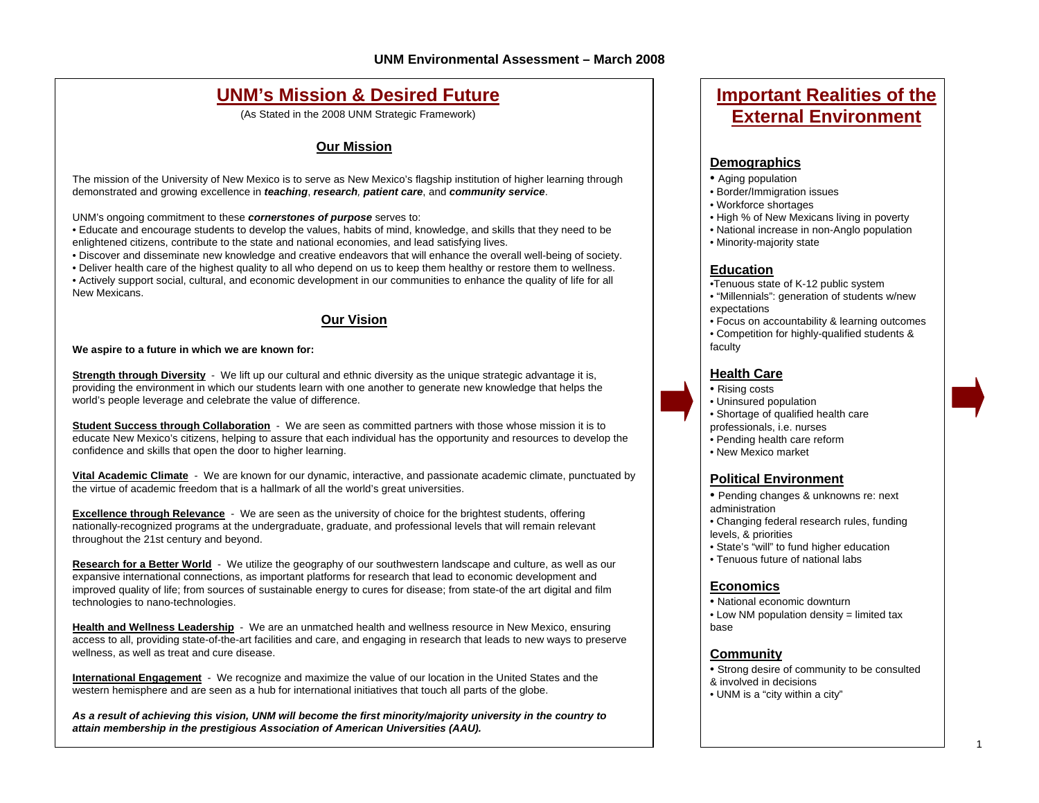# UNM Environmental Assessment – March 2008

## UNM's Mission & Desired Future

(As Stated in the 2008 UNM Strategic Framework)

### Our Mission

The mission of the University of New Mexico is to serve as New Mexico's flagship institution of higher learning through demonstrated and growing excellence in ***teaching***, ***research***, ***patient care***, and ***community service***.

UNM's ongoing commitment to these ***cornerstones of purpose*** serves to:

- Educate and encourage students to develop the values, habits of mind, knowledge, and skills that they need to be enlightened citizens, contribute to the state and national economies, and lead satisfying lives.
- Discover and disseminate new knowledge and creative endeavors that will enhance the overall well-being of society.
- Deliver health care of the highest quality to all who depend on us to keep them healthy or restore them to wellness.
- Actively support social, cultural, and economic development in our communities to enhance the quality of life for all New Mexicans.

### Our Vision

**We aspire to a future in which we are known for:**

**Strength through Diversity** - We lift up our cultural and ethnic diversity as the unique strategic advantage it is, providing the environment in which our students learn with one another to generate new knowledge that helps the world's people leverage and celebrate the value of difference.

**Student Success through Collaboration** - We are seen as committed partners with those whose mission it is to educate New Mexico's citizens, helping to assure that each individual has the opportunity and resources to develop the confidence and skills that open the door to higher learning.

**Vital Academic Climate** - We are known for our dynamic, interactive, and passionate academic climate, punctuated by the virtue of academic freedom that is a hallmark of all the world's great universities.

**Excellence through Relevance** - We are seen as the university of choice for the brightest students, offering nationally-recognized programs at the undergraduate, graduate, and professional levels that will remain relevant throughout the 21st century and beyond.

**Research for a Better World** - We utilize the geography of our southwestern landscape and culture, as well as our expansive international connections, as important platforms for research that lead to economic development and improved quality of life; from sources of sustainable energy to cures for disease; from state-of the art digital and film technologies to nano-technologies.

**Health and Wellness Leadership** - We are an unmatched health and wellness resource in New Mexico, ensuring access to all, providing state-of-the-art facilities and care, and engaging in research that leads to new ways to preserve wellness, as well as treat and cure disease.

**International Engagement** - We recognize and maximize the value of our location in the United States and the western hemisphere and are seen as a hub for international initiatives that touch all parts of the globe.

***As a result of achieving this vision, UNM will become the first minority/majority university in the country to attain membership in the prestigious Association of American Universities (AAU).***

## Important Realities of the External Environment

### Demographics

- Aging population
- Border/Immigration issues
- Workforce shortages
- High % of New Mexicans living in poverty
- National increase in non-Anglo population
- Minority-majority state

### Education

- Tenuous state of K-12 public system
- "Millennials": generation of students w/new expectations
- Focus on accountability & learning outcomes
- Competition for highly-qualified students & faculty

### Health Care

- Rising costs
- Uninsured population
- Shortage of qualified health care professionals, i.e. nurses
- Pending health care reform
- New Mexico market

### Political Environment

- Pending changes & unknowns re: next administration
- Changing federal research rules, funding levels, & priorities
- State's "will" to fund higher education
- Tenuous future of national labs

### Economics

- National economic downturn
- Low NM population density = limited tax base

### Community

- Strong desire of community to be consulted & involved in decisions
- UNM is a "city within a city"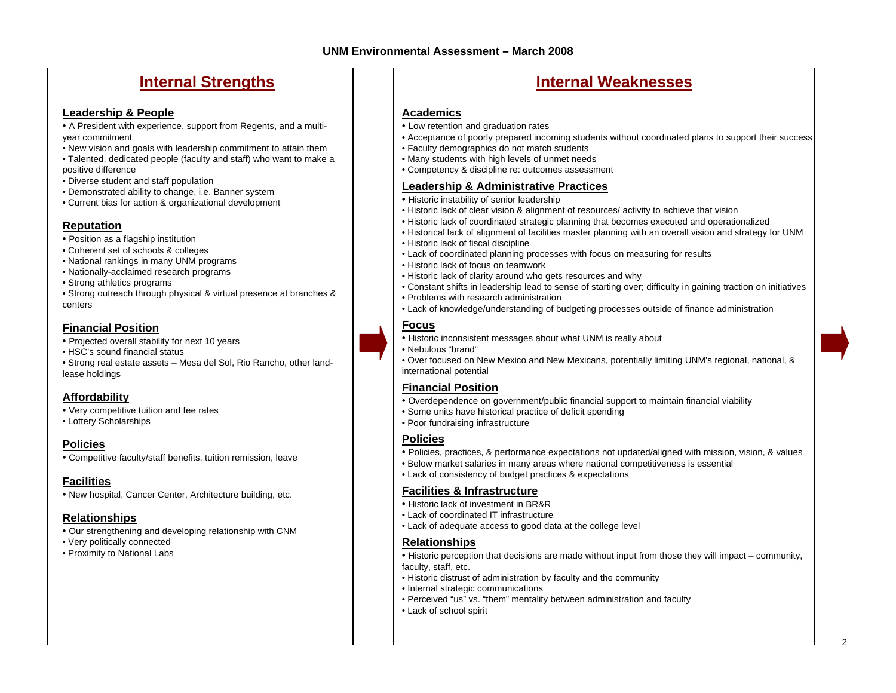# UNM Environmental Assessment – March 2008

## Internal Strengths

### Leadership & People

- A President with experience, support from Regents, and a multi-year commitment
- New vision and goals with leadership commitment to attain them
- Talented, dedicated people (faculty and staff) who want to make a positive difference
- Diverse student and staff population
- Demonstrated ability to change, i.e. Banner system
- Current bias for action & organizational development

### Reputation

- Position as a flagship institution
- Coherent set of schools & colleges
- National rankings in many UNM programs
- Nationally-acclaimed research programs
- Strong athletics programs
- Strong outreach through physical & virtual presence at branches & centers

### Financial Position

- Projected overall stability for next 10 years
- HSC's sound financial status
- Strong real estate assets – Mesa del Sol, Rio Rancho, other land-lease holdings

### Affordability

- Very competitive tuition and fee rates
- Lottery Scholarships

### Policies

- Competitive faculty/staff benefits, tuition remission, leave

### Facilities

- New hospital, Cancer Center, Architecture building, etc.

### Relationships

- Our strengthening and developing relationship with CNM
- Very politically connected
- Proximity to National Labs

## Internal Weaknesses

### Academics

- Low retention and graduation rates
- Acceptance of poorly prepared incoming students without coordinated plans to support their success
- Faculty demographics do not match students
- Many students with high levels of unmet needs
- Competency & discipline re: outcomes assessment

### Leadership & Administrative Practices

- Historic instability of senior leadership
- Historic lack of clear vision & alignment of resources/ activity to achieve that vision
- Historic lack of coordinated strategic planning that becomes executed and operationalized
- Historical lack of alignment of facilities master planning with an overall vision and strategy for UNM
- Historic lack of fiscal discipline
- Lack of coordinated planning processes with focus on measuring for results
- Historic lack of focus on teamwork
- Historic lack of clarity around who gets resources and why
- Constant shifts in leadership lead to sense of starting over; difficulty in gaining traction on initiatives
- Problems with research administration
- Lack of knowledge/understanding of budgeting processes outside of finance administration

### Focus

- Historic inconsistent messages about what UNM is really about
- Nebulous "brand"
- Over focused on New Mexico and New Mexicans, potentially limiting UNM's regional, national, & international potential

### Financial Position

- Overdependence on government/public financial support to maintain financial viability
- Some units have historical practice of deficit spending
- Poor fundraising infrastructure

### Policies

- Policies, practices, & performance expectations not updated/aligned with mission, vision, & values
- Below market salaries in many areas where national competitiveness is essential
- Lack of consistency of budget practices & expectations

### Facilities & Infrastructure

- Historic lack of investment in BR&R
- Lack of coordinated IT infrastructure
- Lack of adequate access to good data at the college level

### Relationships

- Historic perception that decisions are made without input from those they will impact – community, faculty, staff, etc.
- Historic distrust of administration by faculty and the community
- Internal strategic communications
- Perceived "us" vs. "them" mentality between administration and faculty
- Lack of school spirit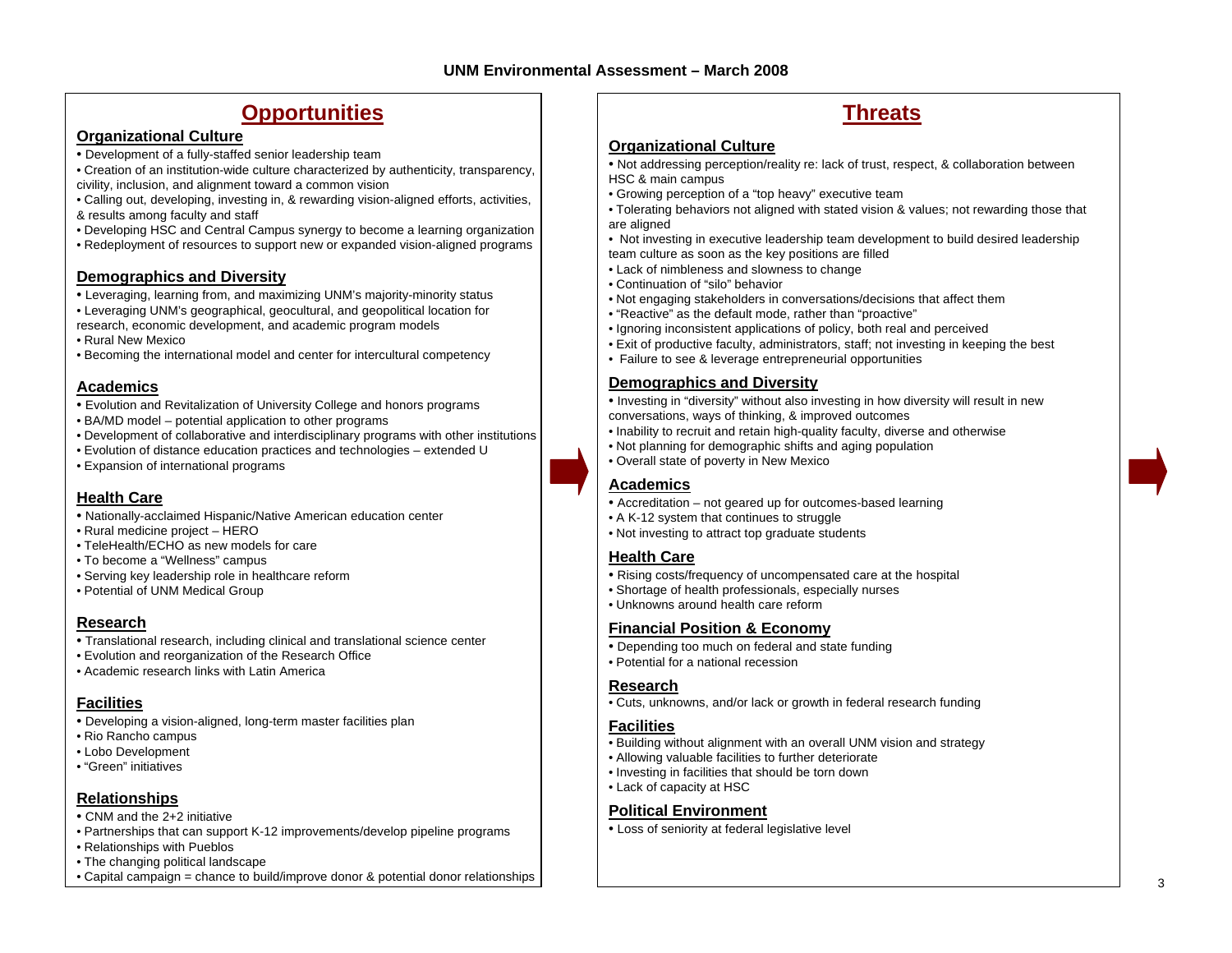# UNM Environmental Assessment – March 2008

## Opportunities

### Organizational Culture

- Development of a fully-staffed senior leadership team
- Creation of an institution-wide culture characterized by authenticity, transparency, civility, inclusion, and alignment toward a common vision
- Calling out, developing, investing in, & rewarding vision-aligned efforts, activities, & results among faculty and staff
- Developing HSC and Central Campus synergy to become a learning organization
- Redeployment of resources to support new or expanded vision-aligned programs

### Demographics and Diversity

- Leveraging, learning from, and maximizing UNM's majority-minority status
- Leveraging UNM's geographical, geocultural, and geopolitical location for research, economic development, and academic program models
- Rural New Mexico
- Becoming the international model and center for intercultural competency

### Academics

- Evolution and Revitalization of University College and honors programs
- BA/MD model – potential application to other programs
- Development of collaborative and interdisciplinary programs with other institutions
- Evolution of distance education practices and technologies – extended U
- Expansion of international programs

### Health Care

- Nationally-acclaimed Hispanic/Native American education center
- Rural medicine project – HERO
- TeleHealth/ECHO as new models for care
- To become a "Wellness" campus
- Serving key leadership role in healthcare reform
- Potential of UNM Medical Group

### Research

- Translational research, including clinical and translational science center
- Evolution and reorganization of the Research Office
- Academic research links with Latin America

### Facilities

- Developing a vision-aligned, long-term master facilities plan
- Rio Rancho campus
- Lobo Development
- "Green" initiatives

### Relationships

- CNM and the 2+2 initiative
- Partnerships that can support K-12 improvements/develop pipeline programs
- Relationships with Pueblos
- The changing political landscape
- Capital campaign = chance to build/improve donor & potential donor relationships

## Threats

### Organizational Culture

- Not addressing perception/reality re: lack of trust, respect, & collaboration between HSC & main campus
- Growing perception of a "top heavy" executive team
- Tolerating behaviors not aligned with stated vision & values; not rewarding those that are aligned
- Not investing in executive leadership team development to build desired leadership team culture as soon as the key positions are filled
- Lack of nimbleness and slowness to change
- Continuation of "silo" behavior
- Not engaging stakeholders in conversations/decisions that affect them
- "Reactive" as the default mode, rather than "proactive"
- Ignoring inconsistent applications of policy, both real and perceived
- Exit of productive faculty, administrators, staff; not investing in keeping the best
- Failure to see & leverage entrepreneurial opportunities

### Demographics and Diversity

- Investing in "diversity" without also investing in how diversity will result in new conversations, ways of thinking, & improved outcomes
- Inability to recruit and retain high-quality faculty, diverse and otherwise
- Not planning for demographic shifts and aging population
- Overall state of poverty in New Mexico

### Academics

- Accreditation – not geared up for outcomes-based learning
- A K-12 system that continues to struggle
- Not investing to attract top graduate students

### Health Care

- Rising costs/frequency of uncompensated care at the hospital
- Shortage of health professionals, especially nurses
- Unknowns around health care reform

### Financial Position & Economy

- Depending too much on federal and state funding
- Potential for a national recession

### Research

- Cuts, unknowns, and/or lack or growth in federal research funding

### Facilities

- Building without alignment with an overall UNM vision and strategy
- Allowing valuable facilities to further deteriorate
- Investing in facilities that should be torn down
- Lack of capacity at HSC

### Political Environment

- Loss of seniority at federal legislative level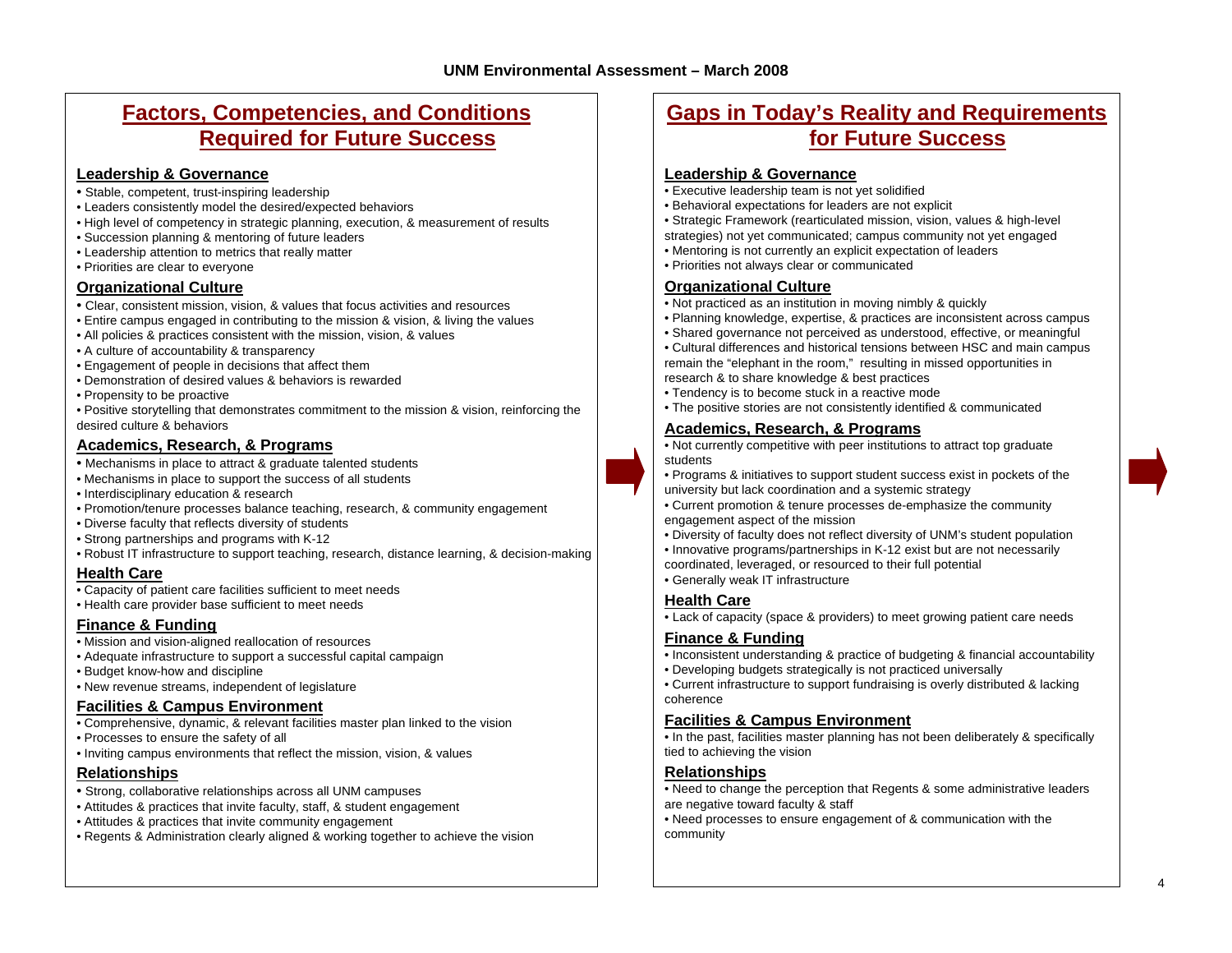# UNM Environmental Assessment – March 2008

## Factors, Competencies, and Conditions Required for Future Success

### Leadership & Governance

- Stable, competent, trust-inspiring leadership
- Leaders consistently model the desired/expected behaviors
- High level of competency in strategic planning, execution, & measurement of results
- Succession planning & mentoring of future leaders
- Leadership attention to metrics that really matter
- Priorities are clear to everyone

### Organizational Culture

- Clear, consistent mission, vision, & values that focus activities and resources
- Entire campus engaged in contributing to the mission & vision, & living the values
- All policies & practices consistent with the mission, vision, & values
- A culture of accountability & transparency
- Engagement of people in decisions that affect them
- Demonstration of desired values & behaviors is rewarded
- Propensity to be proactive
- Positive storytelling that demonstrates commitment to the mission & vision, reinforcing the desired culture & behaviors

### Academics, Research, & Programs

- Mechanisms in place to attract & graduate talented students
- Mechanisms in place to support the success of all students
- Interdisciplinary education & research
- Promotion/tenure processes balance teaching, research, & community engagement
- Diverse faculty that reflects diversity of students
- Strong partnerships and programs with K-12
- Robust IT infrastructure to support teaching, research, distance learning, & decision-making

### Health Care

- Capacity of patient care facilities sufficient to meet needs
- Health care provider base sufficient to meet needs

### Finance & Funding

- Mission and vision-aligned reallocation of resources
- Adequate infrastructure to support a successful capital campaign
- Budget know-how and discipline
- New revenue streams, independent of legislature

### Facilities & Campus Environment

- Comprehensive, dynamic, & relevant facilities master plan linked to the vision
- Processes to ensure the safety of all
- Inviting campus environments that reflect the mission, vision, & values

### Relationships

- Strong, collaborative relationships across all UNM campuses
- Attitudes & practices that invite faculty, staff, & student engagement
- Attitudes & practices that invite community engagement
- Regents & Administration clearly aligned & working together to achieve the vision

## Gaps in Today's Reality and Requirements for Future Success

### Leadership & Governance

- Executive leadership team is not yet solidified
- Behavioral expectations for leaders are not explicit
- Strategic Framework (rearticulated mission, vision, values & high-level strategies) not yet communicated; campus community not yet engaged
- Mentoring is not currently an explicit expectation of leaders
- Priorities not always clear or communicated

### Organizational Culture

- Not practiced as an institution in moving nimbly & quickly
- Planning knowledge, expertise, & practices are inconsistent across campus
- Shared governance not perceived as understood, effective, or meaningful
- Cultural differences and historical tensions between HSC and main campus remain the "elephant in the room," resulting in missed opportunities in research & to share knowledge & best practices
- Tendency is to become stuck in a reactive mode
- The positive stories are not consistently identified & communicated

### Academics, Research, & Programs

- Not currently competitive with peer institutions to attract top graduate students
- Programs & initiatives to support student success exist in pockets of the university but lack coordination and a systemic strategy
- Current promotion & tenure processes de-emphasize the community engagement aspect of the mission
- Diversity of faculty does not reflect diversity of UNM's student population
- Innovative programs/partnerships in K-12 exist but are not necessarily coordinated, leveraged, or resourced to their full potential
- Generally weak IT infrastructure

### Health Care

- Lack of capacity (space & providers) to meet growing patient care needs

### Finance & Funding

- Inconsistent understanding & practice of budgeting & financial accountability
- Developing budgets strategically is not practiced universally
- Current infrastructure to support fundraising is overly distributed & lacking coherence

### Facilities & Campus Environment

- In the past, facilities master planning has not been deliberately & specifically tied to achieving the vision

### Relationships

- Need to change the perception that Regents & some administrative leaders are negative toward faculty & staff
- Need processes to ensure engagement of & communication with the community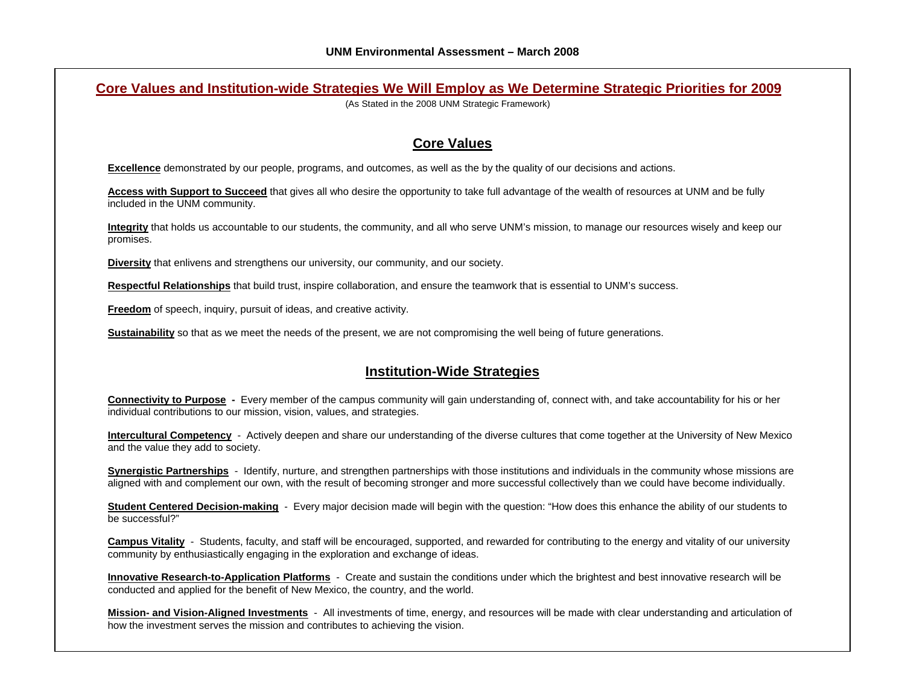## Core Values and Institution-wide Strategies We Will Employ as We Determine Strategic Priorities for 2009

(As Stated in the 2008 UNM Strategic Framework)

### Core Values

**Excellence** demonstrated by our people, programs, and outcomes, as well as the by the quality of our decisions and actions.

**Access with Support to Succeed** that gives all who desire the opportunity to take full advantage of the wealth of resources at UNM and be fully included in the UNM community.

**Integrity** that holds us accountable to our students, the community, and all who serve UNM's mission, to manage our resources wisely and keep our promises.

**Diversity** that enlivens and strengthens our university, our community, and our society.

**Respectful Relationships** that build trust, inspire collaboration, and ensure the teamwork that is essential to UNM's success.

**Freedom** of speech, inquiry, pursuit of ideas, and creative activity.

**Sustainability** so that as we meet the needs of the present, we are not compromising the well being of future generations.

### Institution-Wide Strategies

**Connectivity to Purpose** - Every member of the campus community will gain understanding of, connect with, and take accountability for his or her individual contributions to our mission, vision, values, and strategies.

**Intercultural Competency** - Actively deepen and share our understanding of the diverse cultures that come together at the University of New Mexico and the value they add to society.

**Synergistic Partnerships** - Identify, nurture, and strengthen partnerships with those institutions and individuals in the community whose missions are aligned with and complement our own, with the result of becoming stronger and more successful collectively than we could have become individually.

**Student Centered Decision-making** - Every major decision made will begin with the question: "How does this enhance the ability of our students to be successful?"

**Campus Vitality** - Students, faculty, and staff will be encouraged, supported, and rewarded for contributing to the energy and vitality of our university community by enthusiastically engaging in the exploration and exchange of ideas.

**Innovative Research-to-Application Platforms** - Create and sustain the conditions under which the brightest and best innovative research will be conducted and applied for the benefit of New Mexico, the country, and the world.

**Mission- and Vision-Aligned Investments** - All investments of time, energy, and resources will be made with clear understanding and articulation of how the investment serves the mission and contributes to achieving the vision.